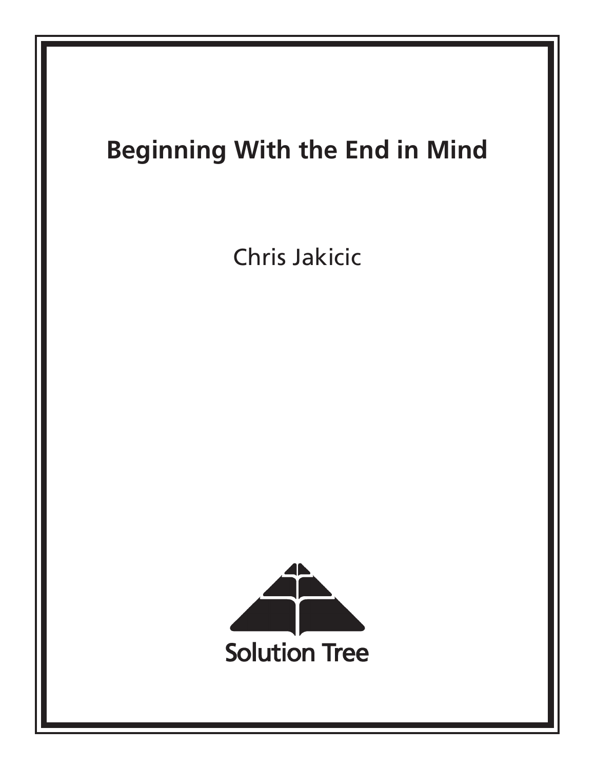# Beginning With the End in Mind

Chris Jakicic

Solution Tree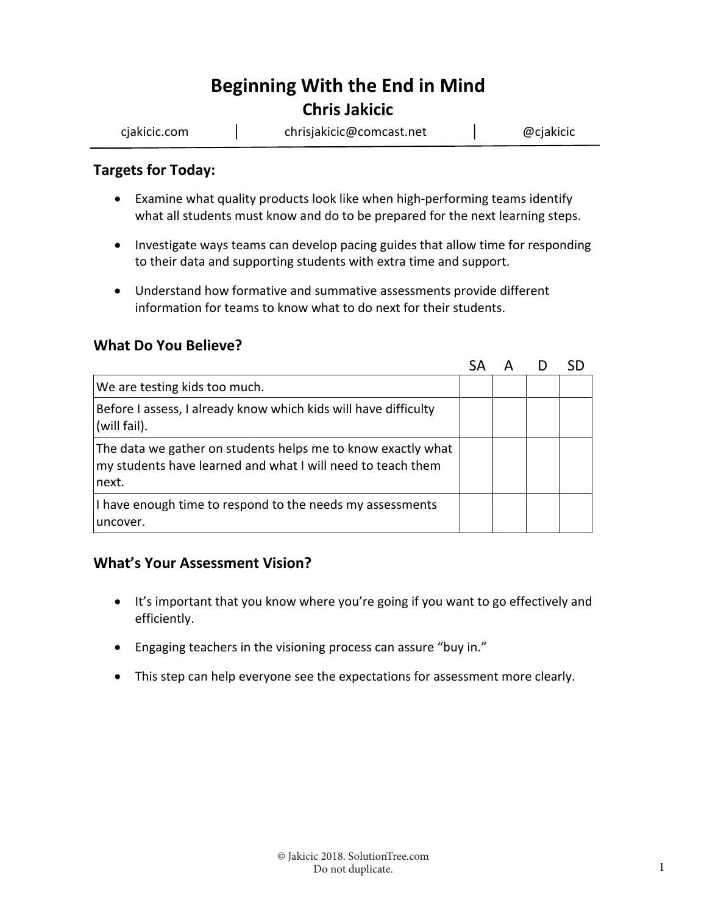# Beginning With the End in Mind

## Chris Jakicic

cjakicic.com | chrisjakicic@comcast.net | @cjakicic

### Targets for Today:

- Examine what quality products look like when high-performing teams identify what all students must know and do to be prepared for the next learning steps.
- Investigate ways teams can develop pacing guides that allow time for responding to their data and supporting students with extra time and support.
- Understand how formative and summative assessments provide different information for teams to know what to do next for their students.

### What Do You Believe?

| | SA | A | D | SD |
|---|---|---|---|---|
| We are testing kids too much. | | | | |
| Before I assess, I already know which kids will have difficulty (will fail). | | | | |
| The data we gather on students helps me to know exactly what my students have learned and what I will need to teach them next. | | | | |
| I have enough time to respond to the needs my assessments uncover. | | | | |

### What's Your Assessment Vision?

- It's important that you know where you're going if you want to go effectively and efficiently.
- Engaging teachers in the visioning process can assure "buy in."
- This step can help everyone see the expectations for assessment more clearly.

© Jakicic 2018. SolutionTree.com
Do not duplicate.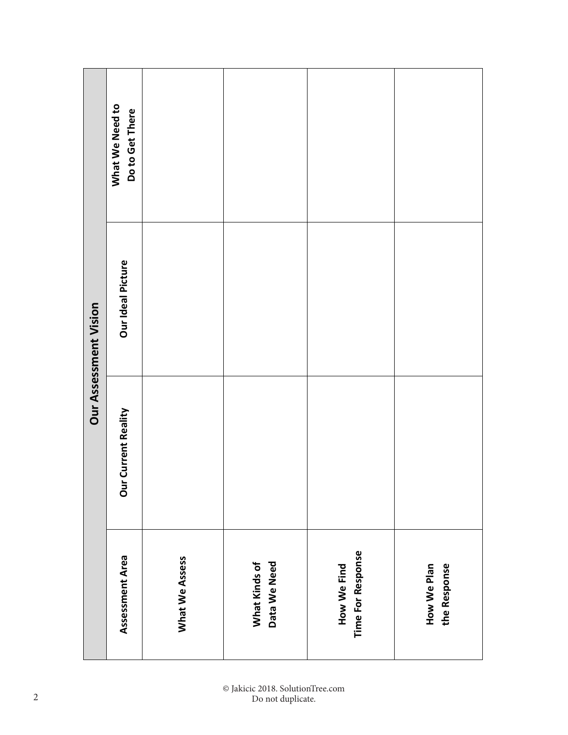| Our Assessment Vision | | | |
|---|---|---|---|
| **Assessment Area** | **Our Current Reality** | **Our Ideal Picture** | **What We Need to Do to Get There** |
| **What We Assess** | | | |
| **What Kinds of Data We Need** | | | |
| **How We Find Time For Response** | | | |
| **How We Plan the Response** | | | |

© Jakicic 2018. SolutionTree.com
Do not duplicate.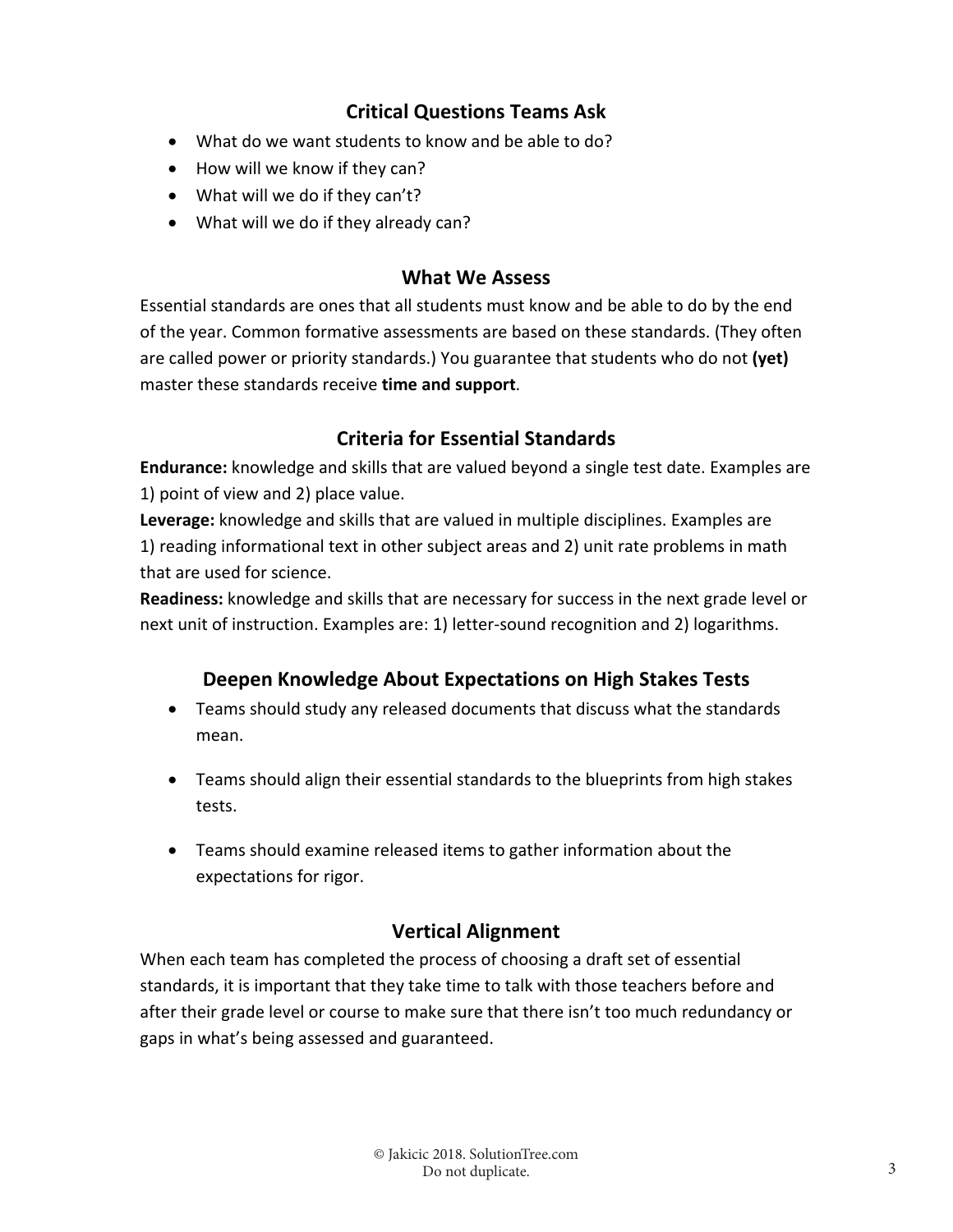## Critical Questions Teams Ask

- What do we want students to know and be able to do?
- How will we know if they can?
- What will we do if they can't?
- What will we do if they already can?

## What We Assess

Essential standards are ones that all students must know and be able to do by the end of the year. Common formative assessments are based on these standards. (They often are called power or priority standards.) You guarantee that students who do not **(yet)** master these standards receive **time and support**.

## Criteria for Essential Standards

**Endurance:** knowledge and skills that are valued beyond a single test date. Examples are 1) point of view and 2) place value.

**Leverage:** knowledge and skills that are valued in multiple disciplines. Examples are 1) reading informational text in other subject areas and 2) unit rate problems in math that are used for science.

**Readiness:** knowledge and skills that are necessary for success in the next grade level or next unit of instruction. Examples are: 1) letter-sound recognition and 2) logarithms.

## Deepen Knowledge About Expectations on High Stakes Tests

- Teams should study any released documents that discuss what the standards mean.
- Teams should align their essential standards to the blueprints from high stakes tests.
- Teams should examine released items to gather information about the expectations for rigor.

## Vertical Alignment

When each team has completed the process of choosing a draft set of essential standards, it is important that they take time to talk with those teachers before and after their grade level or course to make sure that there isn't too much redundancy or gaps in what's being assessed and guaranteed.

© Jakicic 2018. SolutionTree.com
Do not duplicate.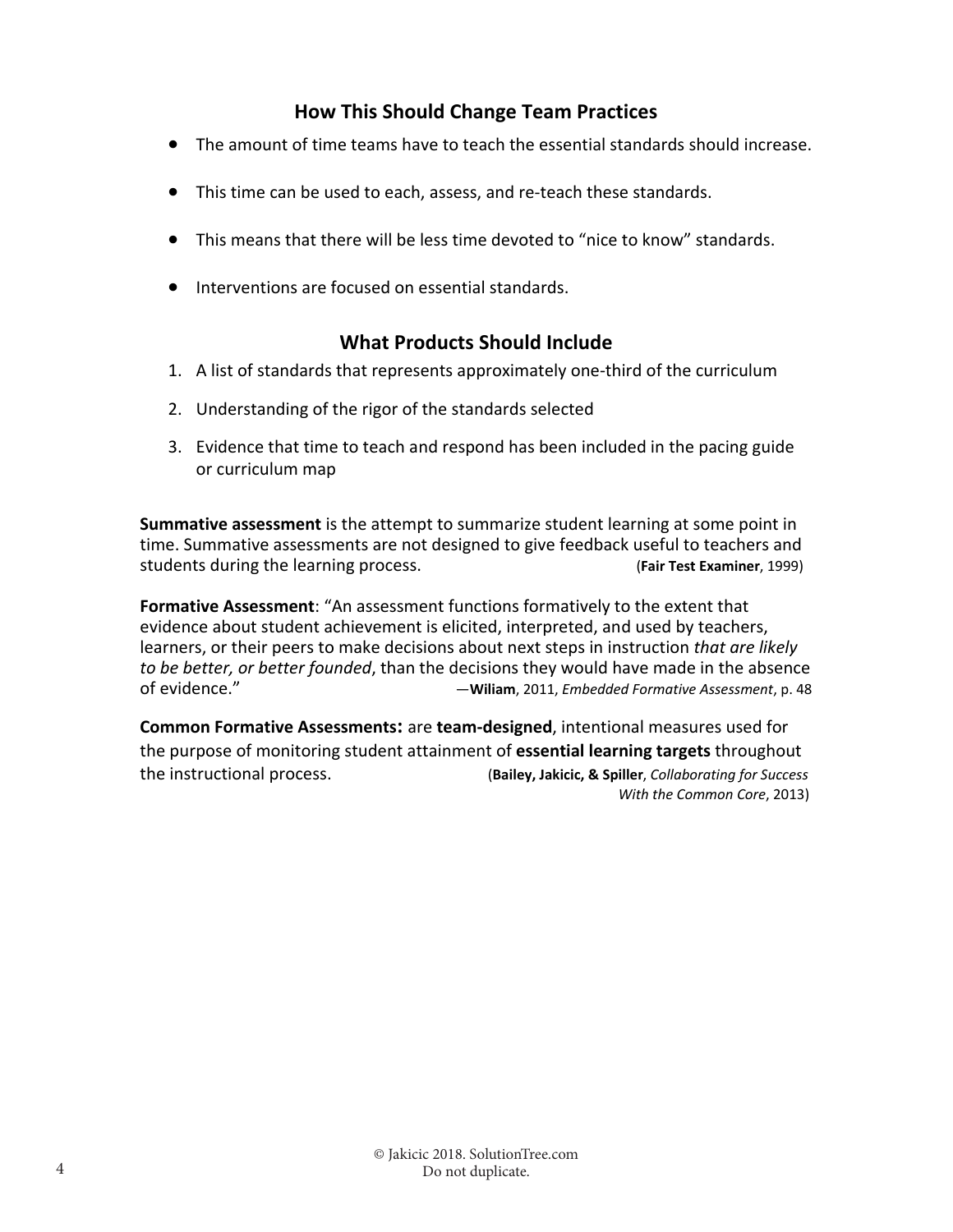## How This Should Change Team Practices

- The amount of time teams have to teach the essential standards should increase.
- This time can be used to each, assess, and re-teach these standards.
- This means that there will be less time devoted to "nice to know" standards.
- Interventions are focused on essential standards.

## What Products Should Include

1. A list of standards that represents approximately one-third of the curriculum
2. Understanding of the rigor of the standards selected
3. Evidence that time to teach and respond has been included in the pacing guide or curriculum map

**Summative assessment** is the attempt to summarize student learning at some point in time. Summative assessments are not designed to give feedback useful to teachers and students during the learning process. (**Fair Test Examiner**, 1999)

**Formative Assessment**: "An assessment functions formatively to the extent that evidence about student achievement is elicited, interpreted, and used by teachers, learners, or their peers to make decisions about next steps in instruction *that are likely to be better, or better founded*, than the decisions they would have made in the absence of evidence." —**Wiliam**, 2011, *Embedded Formative Assessment*, p. 48

**Common Formative Assessments:** are **team-designed**, intentional measures used for the purpose of monitoring student attainment of **essential learning targets** throughout the instructional process. (**Bailey, Jakicic, & Spiller**, *Collaborating for Success With the Common Core*, 2013)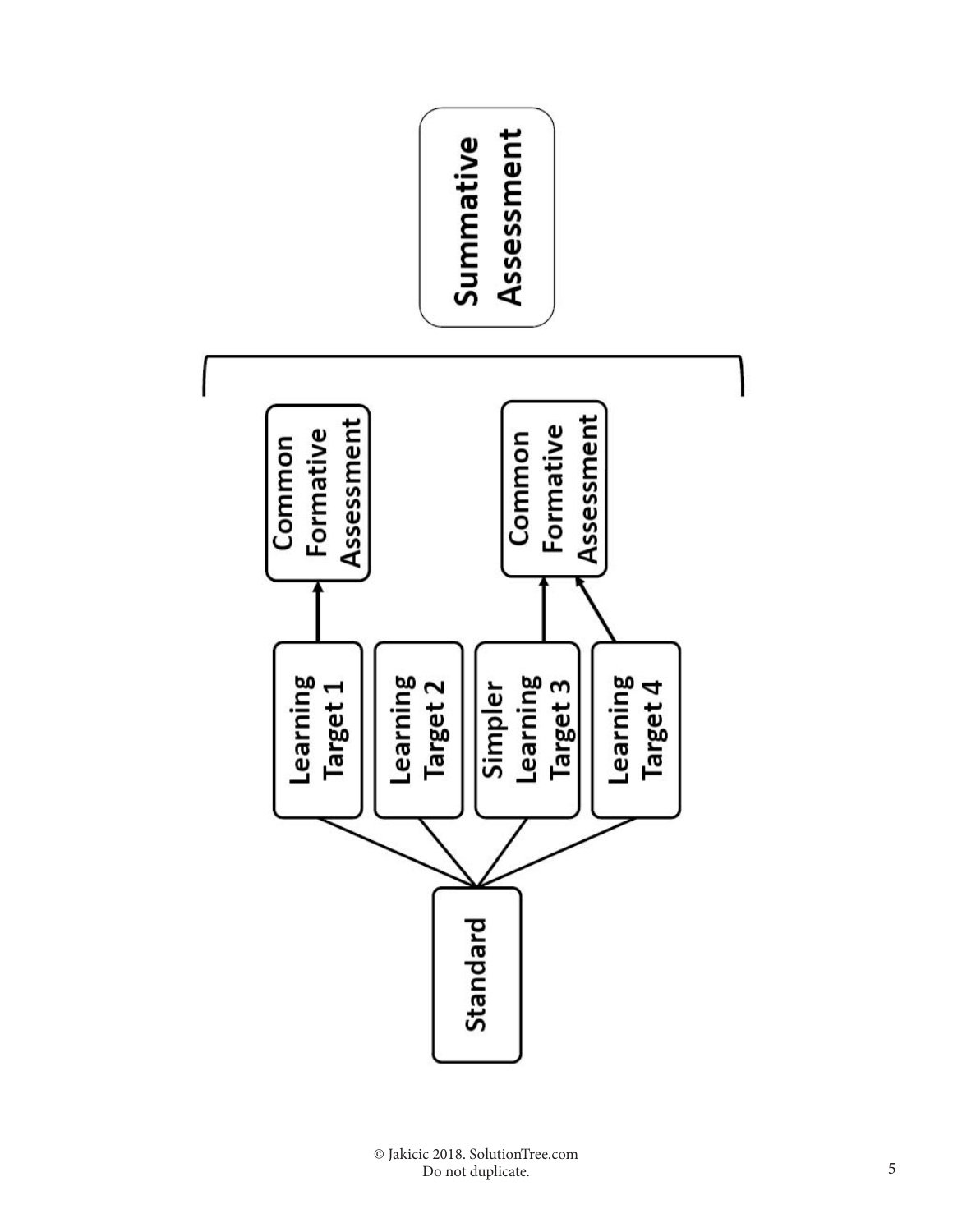Standard

- Learning Target 1
- Learning Target 2
- Simpler Learning Target 3
- Learning Target 4

Common Formative Assessment (Learning Target 1)

Common Formative Assessment (Simpler Learning Target 3, Learning Target 4)

Summative Assessment

© Jakicic 2018. SolutionTree.com
Do not duplicate.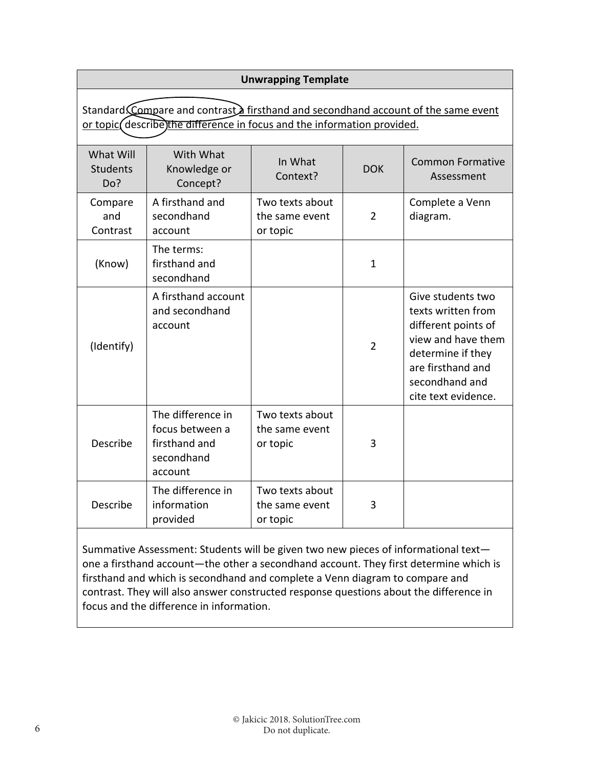## Unwrapping Template

Standard: Compare and contrast a firsthand and secondhand account of the same event or topic; describe the difference in focus and the information provided.

| What Will Students Do? | With What Knowledge or Concept? | In What Context? | DOK | Common Formative Assessment |
|---|---|---|---|---|
| Compare and Contrast | A firsthand and secondhand account | Two texts about the same event or topic | 2 | Complete a Venn diagram. |
| (Know) | The terms: firsthand and secondhand | | 1 | |
| (Identify) | A firsthand account and secondhand account | | 2 | Give students two texts written from different points of view and have them determine if they are firsthand and secondhand and cite text evidence. |
| Describe | The difference in focus between a firsthand and secondhand account | Two texts about the same event or topic | 3 | |
| Describe | The difference in information provided | Two texts about the same event or topic | 3 | |

Summative Assessment: Students will be given two new pieces of informational text—one a firsthand account—the other a secondhand account. They first determine which is firsthand and which is secondhand and complete a Venn diagram to compare and contrast. They will also answer constructed response questions about the difference in focus and the difference in information.

© Jakicic 2018. SolutionTree.com
Do not duplicate.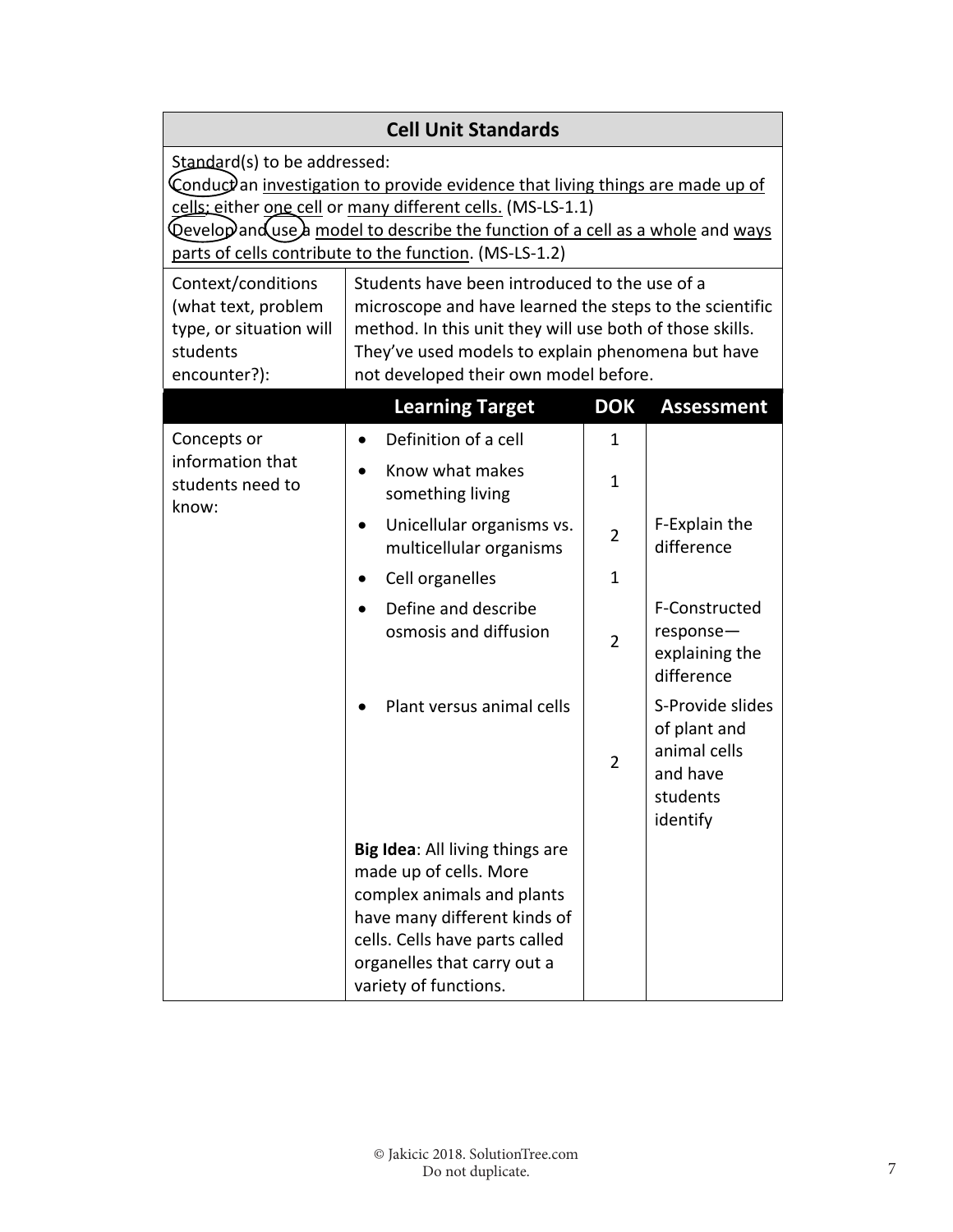| Cell Unit Standards | | | |
|---|---|---|---|
| Standard(s) to be addressed:<br>Conduct an investigation to provide evidence that living things are made up of cells; either one cell or many different cells. (MS-LS-1.1)<br>Develop and use a model to describe the function of a cell as a whole and ways parts of cells contribute to the function. (MS-LS-1.2) | | | |
| Context/conditions (what text, problem type, or situation will students encounter?): | Students have been introduced to the use of a microscope and have learned the steps to the scientific method. In this unit they will use both of those skills. They've used models to explain phenomena but have not developed their own model before. | | |
| | **Learning Target** | **DOK** | **Assessment** |
| Concepts or information that students need to know: | • Definition of a cell | 1 | |
| | • Know what makes something living | 1 | |
| | • Unicellular organisms vs. multicellular organisms | 2 | F-Explain the difference |
| | • Cell organelles | 1 | |
| | • Define and describe osmosis and diffusion | 2 | F-Constructed response—explaining the difference |
| | • Plant versus animal cells | 2 | S-Provide slides of plant and animal cells and have students identify |
| | **Big Idea**: All living things are made up of cells. More complex animals and plants have many different kinds of cells. Cells have parts called organelles that carry out a variety of functions. | | |

© Jakicic 2018. SolutionTree.com
Do not duplicate.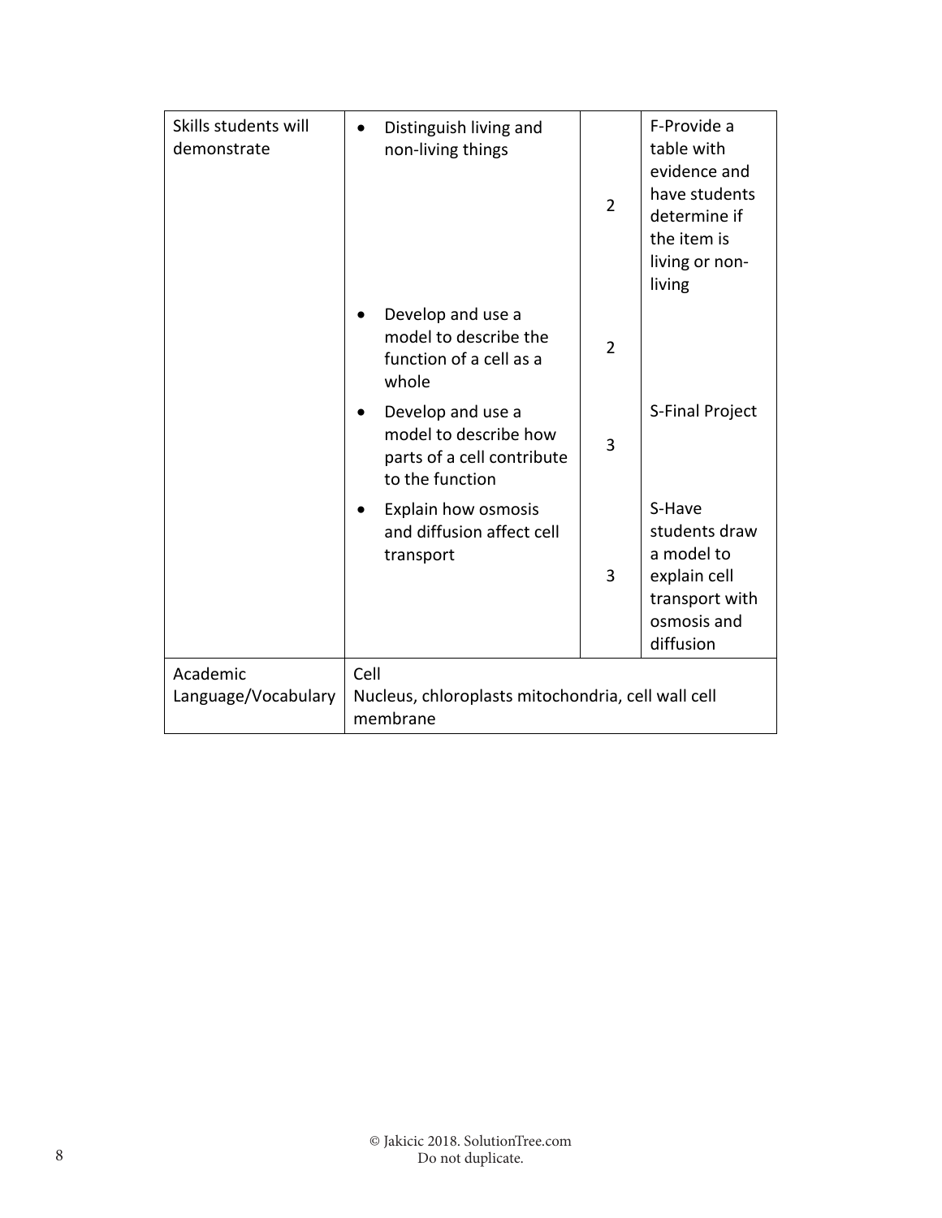| | | | |
|---|---|---|---|
| Skills students will demonstrate | • Distinguish living and non-living things | 2 | F-Provide a table with evidence and have students determine if the item is living or non-living |
| | • Develop and use a model to describe the function of a cell as a whole | 2 | |
| | • Develop and use a model to describe how parts of a cell contribute to the function | 3 | S-Final Project |
| | • Explain how osmosis and diffusion affect cell transport | 3 | S-Have students draw a model to explain cell transport with osmosis and diffusion |
| Academic Language/Vocabulary | Cell<br>Nucleus, chloroplasts mitochondria, cell wall cell membrane | | |

© Jakicic 2018. SolutionTree.com
Do not duplicate.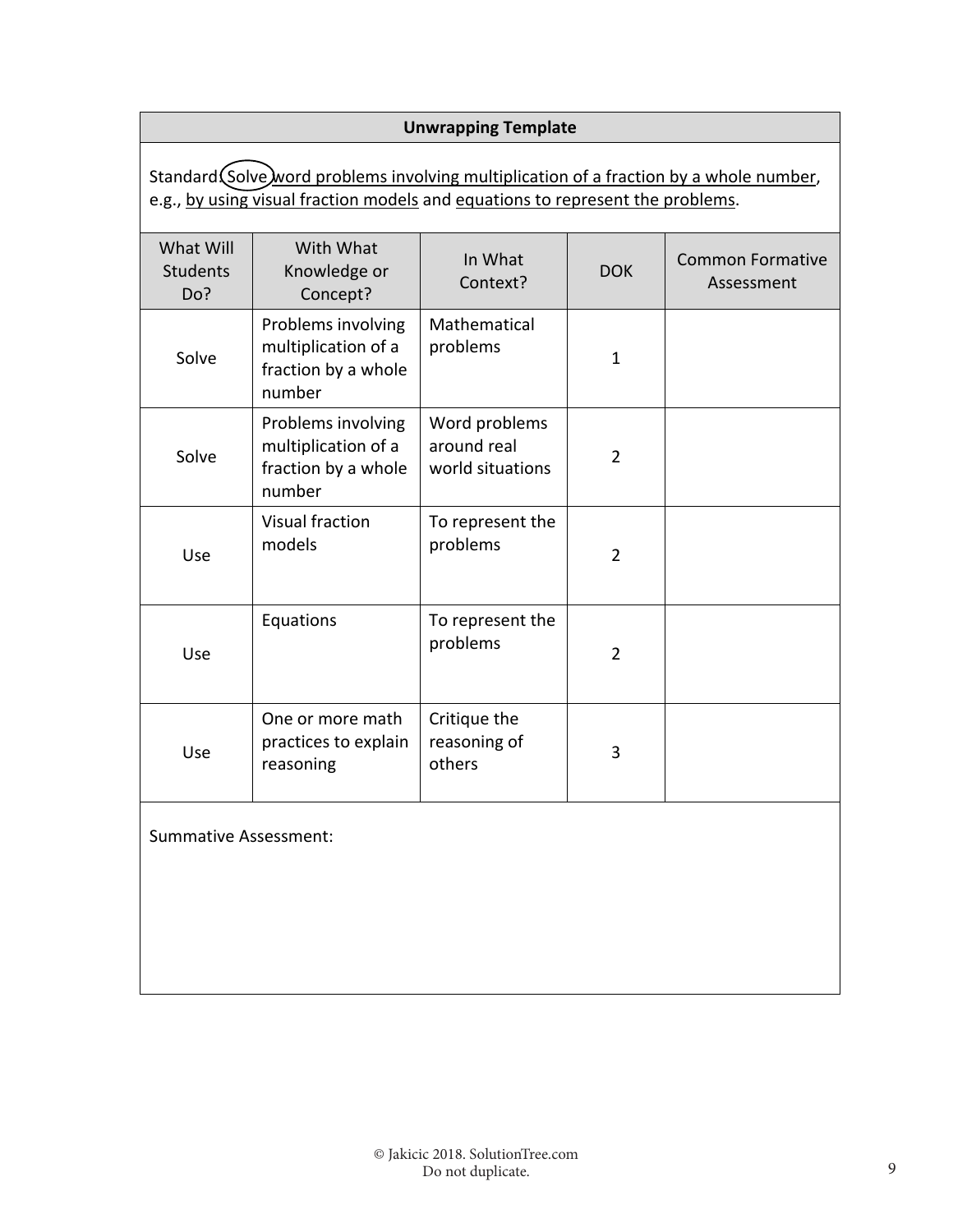## Unwrapping Template

Standard: Solve word problems involving multiplication of a fraction by a whole number, e.g., by using visual fraction models and equations to represent the problems.

| What Will Students Do? | With What Knowledge or Concept? | In What Context? | DOK | Common Formative Assessment |
|---|---|---|---|---|
| Solve | Problems involving multiplication of a fraction by a whole number | Mathematical problems | 1 | |
| Solve | Problems involving multiplication of a fraction by a whole number | Word problems around real world situations | 2 | |
| Use | Visual fraction models | To represent the problems | 2 | |
| Use | Equations | To represent the problems | 2 | |
| Use | One or more math practices to explain reasoning | Critique the reasoning of others | 3 | |

Summative Assessment:

© Jakicic 2018. SolutionTree.com
Do not duplicate.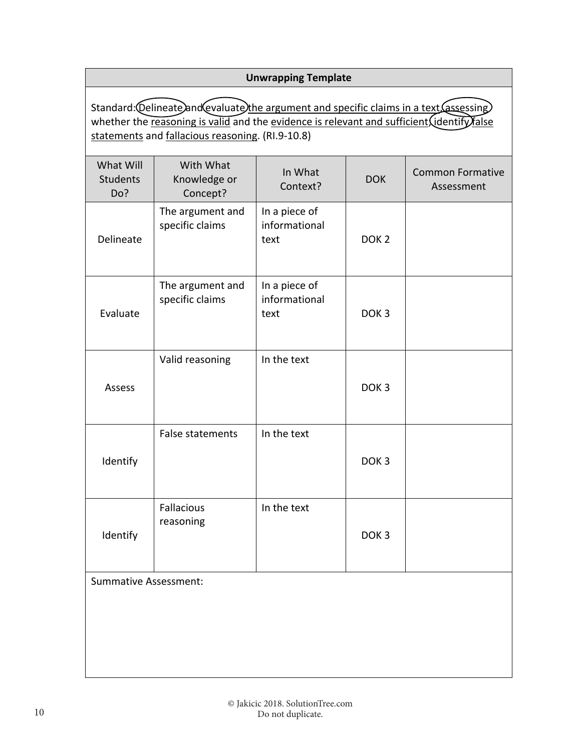**Unwrapping Template**

Standard: Delineate and evaluate the argument and specific claims in a text, assessing whether the reasoning is valid and the evidence is relevant and sufficient; identify false statements and fallacious reasoning. (RI.9-10.8)

| What Will Students Do? | With What Knowledge or Concept? | In What Context? | DOK | Common Formative Assessment |
|---|---|---|---|---|
| Delineate | The argument and specific claims | In a piece of informational text | DOK 2 | |
| Evaluate | The argument and specific claims | In a piece of informational text | DOK 3 | |
| Assess | Valid reasoning | In the text | DOK 3 | |
| Identify | False statements | In the text | DOK 3 | |
| Identify | Fallacious reasoning | In the text | DOK 3 | |

Summative Assessment:

© Jakicic 2018. SolutionTree.com
Do not duplicate.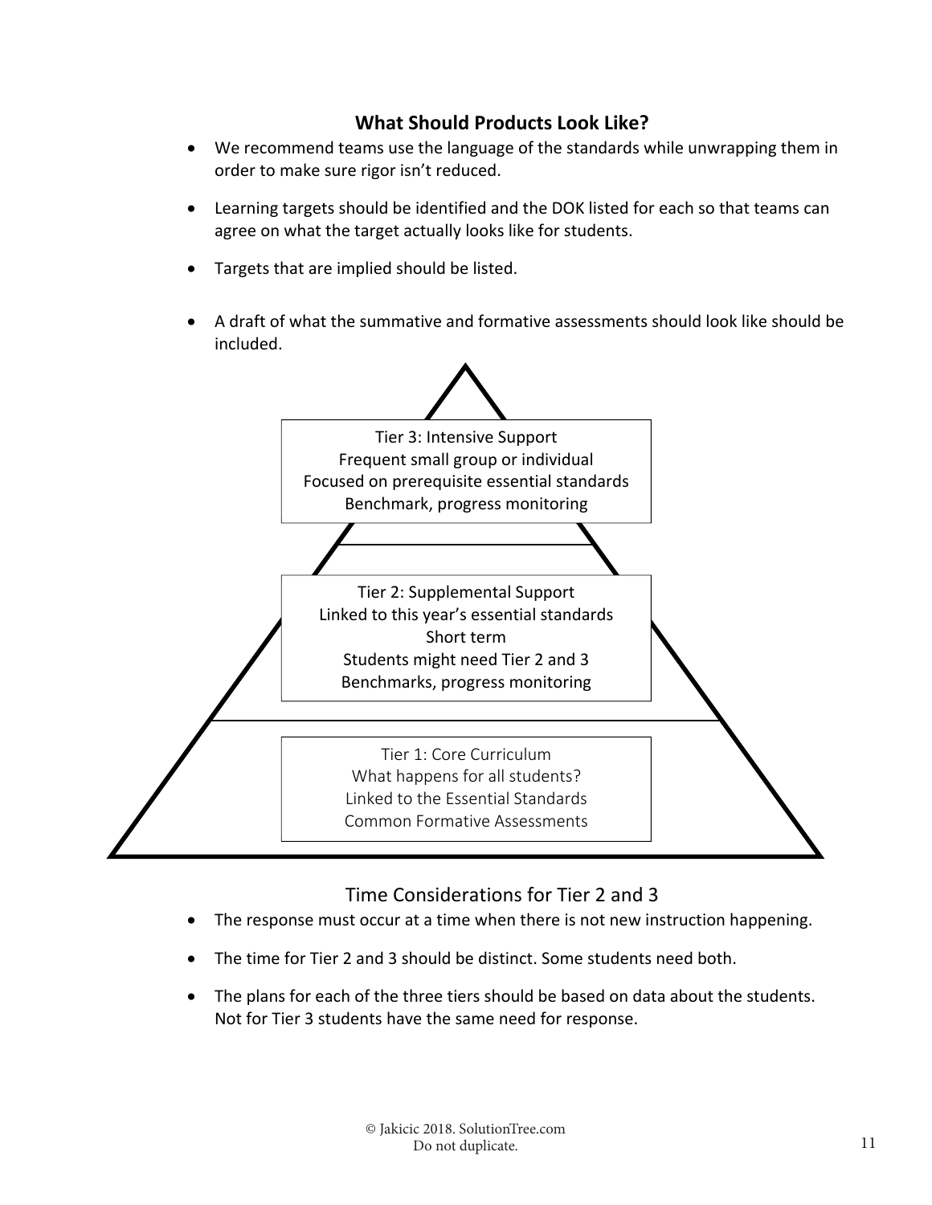## What Should Products Look Like?

- We recommend teams use the language of the standards while unwrapping them in order to make sure rigor isn't reduced.
- Learning targets should be identified and the DOK listed for each so that teams can agree on what the target actually looks like for students.
- Targets that are implied should be listed.
- A draft of what the summative and formative assessments should look like should be included.

Tier 3: Intensive Support
Frequent small group or individual
Focused on prerequisite essential standards
Benchmark, progress monitoring

Tier 2: Supplemental Support
Linked to this year's essential standards
Short term
Students might need Tier 2 and 3
Benchmarks, progress monitoring

Tier 1: Core Curriculum
What happens for all students?
Linked to the Essential Standards
Common Formative Assessments

### Time Considerations for Tier 2 and 3

- The response must occur at a time when there is not new instruction happening.
- The time for Tier 2 and 3 should be distinct. Some students need both.
- The plans for each of the three tiers should be based on data about the students. Not for Tier 3 students have the same need for response.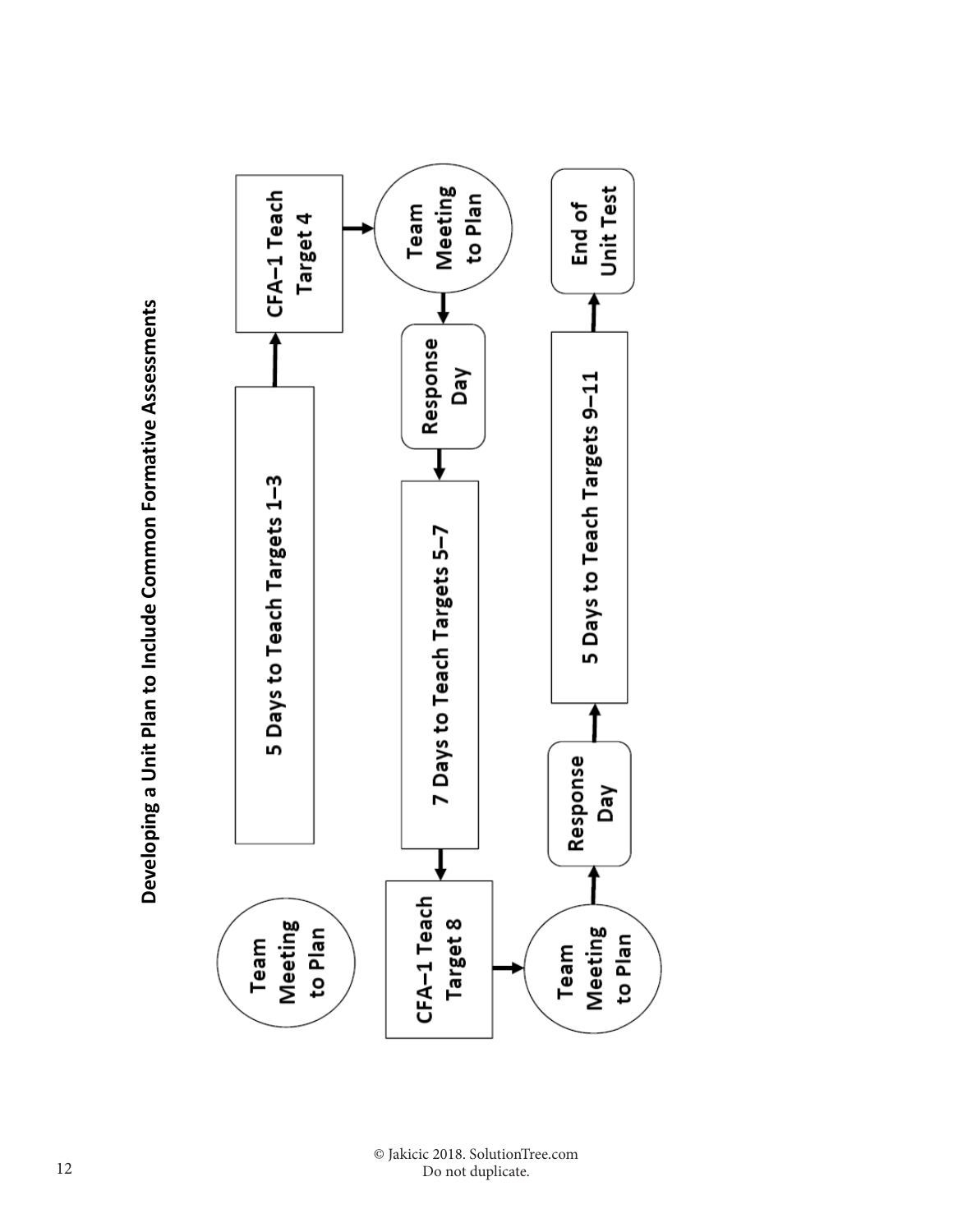## Developing a Unit Plan to Include Common Formative Assessments

Team Meeting to Plan

5 Days to Teach Targets 1–3

CFA–1 Teach Target 4

Team Meeting to Plan

Response Day

7 Days to Teach Targets 5–7

CFA–1 Teach Target 8

Team Meeting to Plan

Response Day

5 Days to Teach Targets 9–11

End of Unit Test

© Jakicic 2018. SolutionTree.com
Do not duplicate.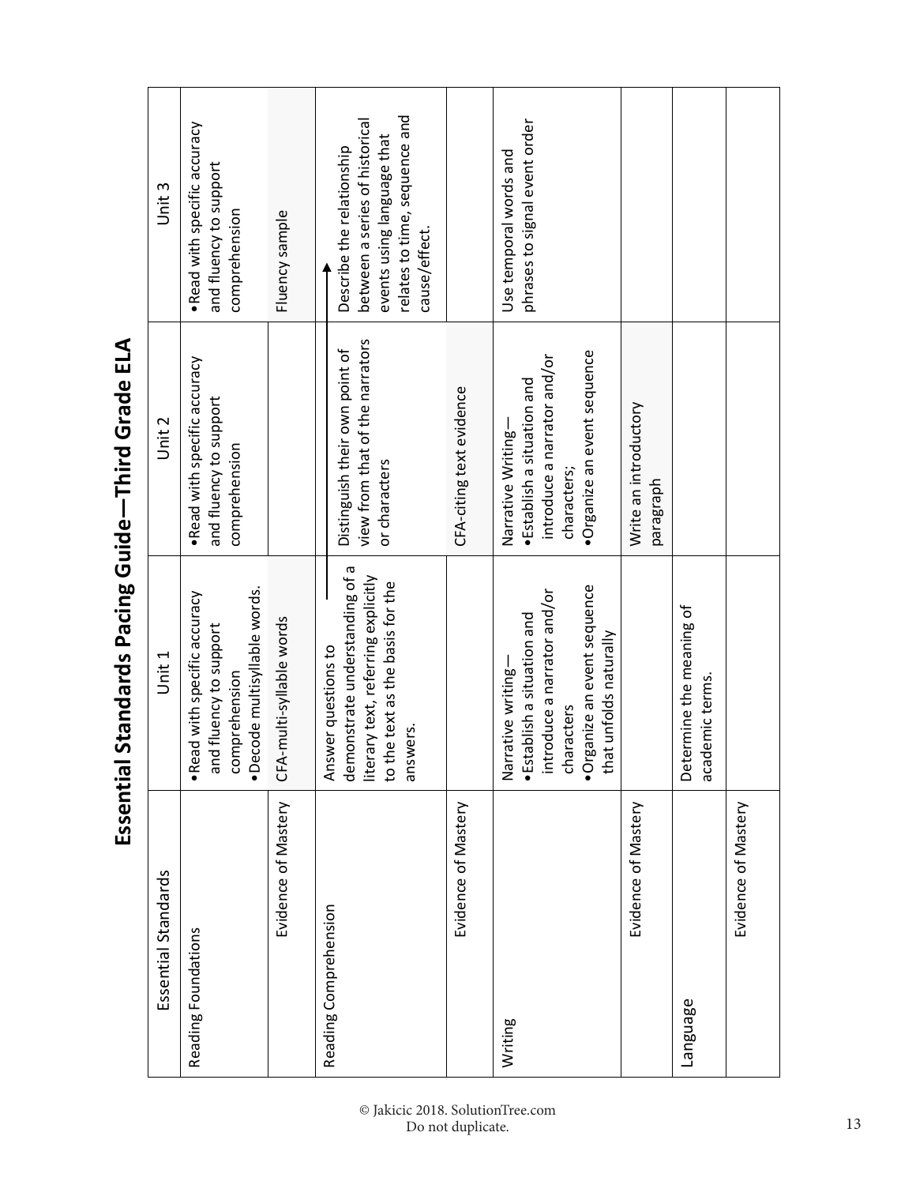# Essential Standards Pacing Guide—Third Grade ELA

| Essential Standards | Unit 1 | Unit 2 | Unit 3 |
| --- | --- | --- | --- |
| Reading Foundations | • Read with specific accuracy and fluency to support comprehension<br>• Decode multisyllable words. | • Read with specific accuracy and fluency to support comprehension | • Read with specific accuracy and fluency to support comprehension |
| Evidence of Mastery | CFA-multi-syllable words | | Fluency sample |
| Reading Comprehension | Answer questions to demonstrate understanding of a literary text, referring explicitly to the text as the basis for the answers. → | Distinguish their own point of view from that of the narrators or characters → | Describe the relationship between a series of historical events using language that relates to time, sequence and cause/effect. |
| Evidence of Mastery | | CFA-citing text evidence | |
| Writing | Narrative writing—<br>• Establish a situation and introduce a narrator and/or characters<br>• Organize an event sequence that unfolds naturally | Narrative Writing—<br>• Establish a situation and introduce a narrator and/or characters;<br>• Organize an event sequence | Use temporal words and phrases to signal event order |
| Evidence of Mastery | | Write an introductory paragraph | |
| Language | Determine the meaning of academic terms. | | |
| Evidence of Mastery | | | |

© Jakicic 2018. SolutionTree.com
Do not duplicate.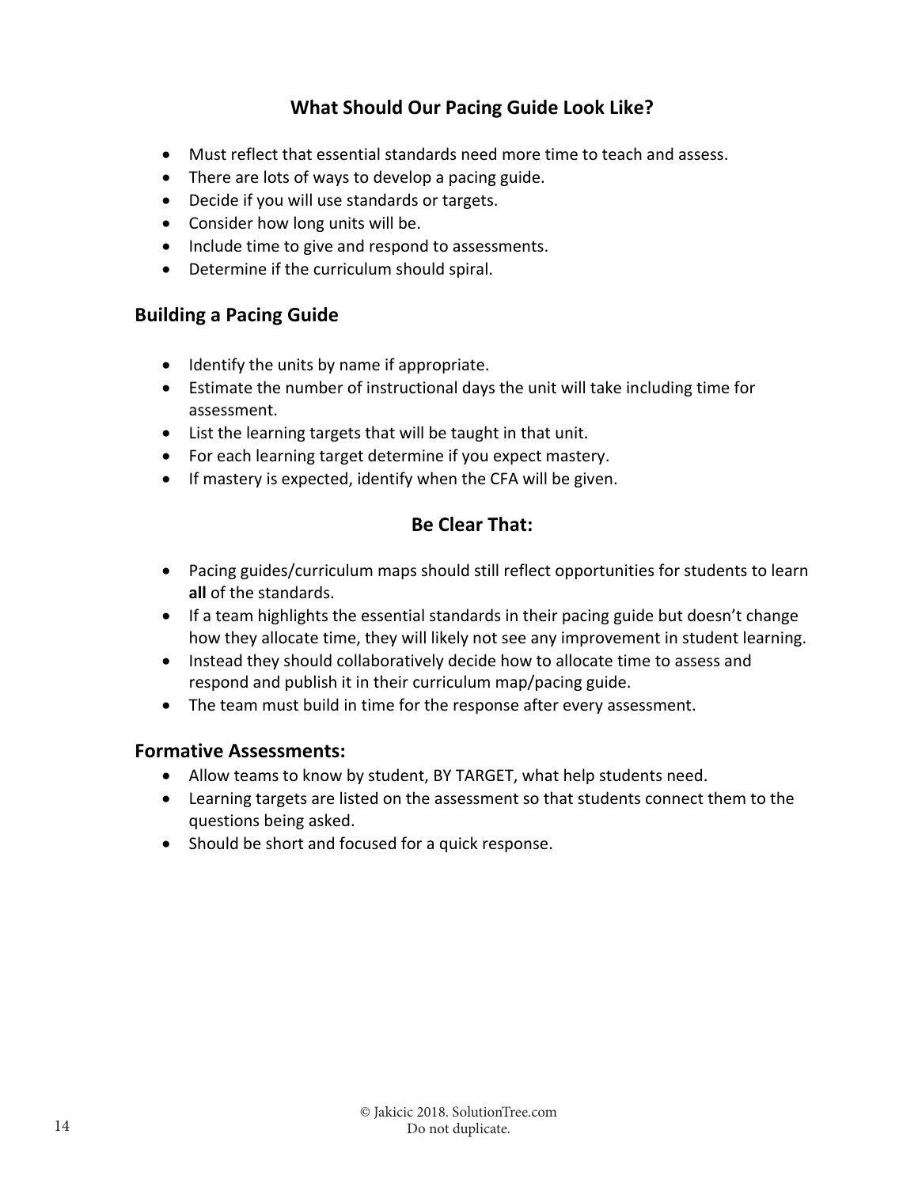## What Should Our Pacing Guide Look Like?

- Must reflect that essential standards need more time to teach and assess.
- There are lots of ways to develop a pacing guide.
- Decide if you will use standards or targets.
- Consider how long units will be.
- Include time to give and respond to assessments.
- Determine if the curriculum should spiral.

### Building a Pacing Guide

- Identify the units by name if appropriate.
- Estimate the number of instructional days the unit will take including time for assessment.
- List the learning targets that will be taught in that unit.
- For each learning target determine if you expect mastery.
- If mastery is expected, identify when the CFA will be given.

## Be Clear That:

- Pacing guides/curriculum maps should still reflect opportunities for students to learn **all** of the standards.
- If a team highlights the essential standards in their pacing guide but doesn't change how they allocate time, they will likely not see any improvement in student learning.
- Instead they should collaboratively decide how to allocate time to assess and respond and publish it in their curriculum map/pacing guide.
- The team must build in time for the response after every assessment.

### Formative Assessments:

- Allow teams to know by student, BY TARGET, what help students need.
- Learning targets are listed on the assessment so that students connect them to the questions being asked.
- Should be short and focused for a quick response.

© Jakicic 2018. SolutionTree.com
Do not duplicate.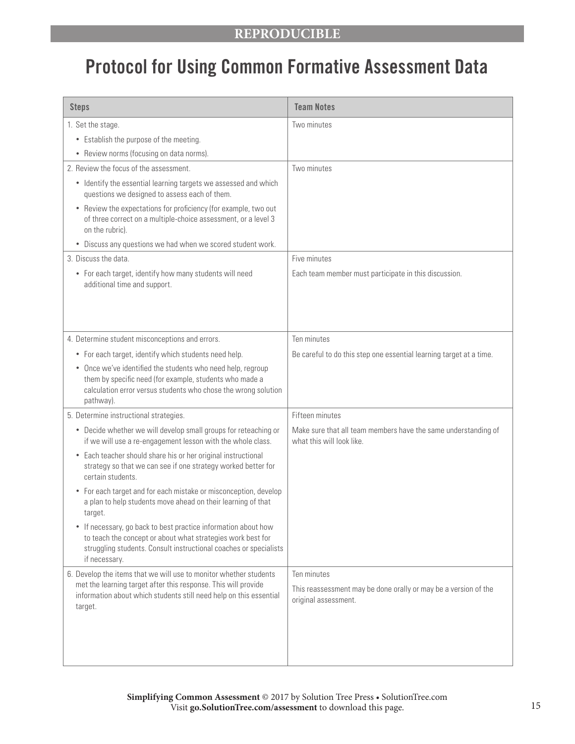REPRODUCIBLE

# Protocol for Using Common Formative Assessment Data

| Steps | Team Notes |
| --- | --- |
| 1. Set the stage.<br>• Establish the purpose of the meeting.<br>• Review norms (focusing on data norms). | Two minutes |
| 2. Review the focus of the assessment.<br>• Identify the essential learning targets we assessed and which questions we designed to assess each of them.<br>• Review the expectations for proficiency (for example, two out of three correct on a multiple-choice assessment, or a level 3 on the rubric).<br>• Discuss any questions we had when we scored student work. | Two minutes |
| 3. Discuss the data.<br>• For each target, identify how many students will need additional time and support. | Five minutes<br>Each team member must participate in this discussion. |
| 4. Determine student misconceptions and errors.<br>• For each target, identify which students need help.<br>• Once we've identified the students who need help, regroup them by specific need (for example, students who made a calculation error versus students who chose the wrong solution pathway). | Ten minutes<br>Be careful to do this step one essential learning target at a time. |
| 5. Determine instructional strategies.<br>• Decide whether we will develop small groups for reteaching or if we will use a re-engagement lesson with the whole class.<br>• Each teacher should share his or her original instructional strategy so that we can see if one strategy worked better for certain students.<br>• For each target and for each mistake or misconception, develop a plan to help students move ahead on their learning of that target.<br>• If necessary, go back to best practice information about how to teach the concept or about what strategies work best for struggling students. Consult instructional coaches or specialists if necessary. | Fifteen minutes<br>Make sure that all team members have the same understanding of what this will look like. |
| 6. Develop the items that we will use to monitor whether students met the learning target after this response. This will provide information about which students still need help on this essential target. | Ten minutes<br>This reassessment may be done orally or may be a version of the original assessment. |

**Simplifying Common Assessment** © 2017 by Solution Tree Press • SolutionTree.com
Visit **go.SolutionTree.com/assessment** to download this page.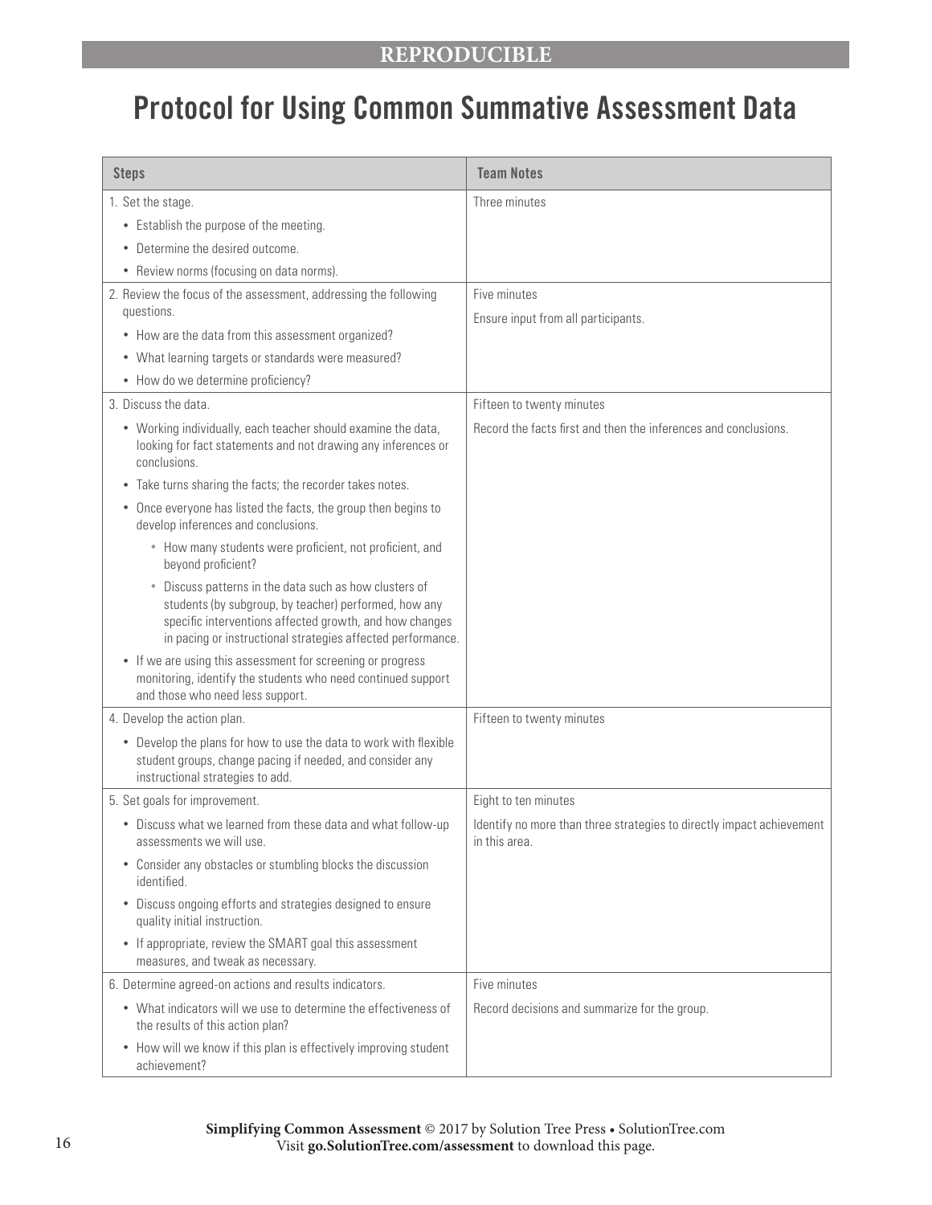REPRODUCIBLE

# Protocol for Using Common Summative Assessment Data

| Steps | Team Notes |
|---|---|
| 1. Set the stage.<br>• Establish the purpose of the meeting.<br>• Determine the desired outcome.<br>• Review norms (focusing on data norms). | Three minutes |
| 2. Review the focus of the assessment, addressing the following questions.<br>• How are the data from this assessment organized?<br>• What learning targets or standards were measured?<br>• How do we determine proficiency? | Five minutes<br>Ensure input from all participants. |
| 3. Discuss the data.<br>• Working individually, each teacher should examine the data, looking for fact statements and not drawing any inferences or conclusions.<br>• Take turns sharing the facts; the recorder takes notes.<br>• Once everyone has listed the facts, the group then begins to develop inferences and conclusions.<br>◦ How many students were proficient, not proficient, and beyond proficient?<br>◦ Discuss patterns in the data such as how clusters of students (by subgroup, by teacher) performed, how any specific interventions affected growth, and how changes in pacing or instructional strategies affected performance.<br>• If we are using this assessment for screening or progress monitoring, identify the students who need continued support and those who need less support. | Fifteen to twenty minutes<br>Record the facts first and then the inferences and conclusions. |
| 4. Develop the action plan.<br>• Develop the plans for how to use the data to work with flexible student groups, change pacing if needed, and consider any instructional strategies to add. | Fifteen to twenty minutes |
| 5. Set goals for improvement.<br>• Discuss what we learned from these data and what follow-up assessments we will use.<br>• Consider any obstacles or stumbling blocks the discussion identified.<br>• Discuss ongoing efforts and strategies designed to ensure quality initial instruction.<br>• If appropriate, review the SMART goal this assessment measures, and tweak as necessary. | Eight to ten minutes<br>Identify no more than three strategies to directly impact achievement in this area. |
| 6. Determine agreed-on actions and results indicators.<br>• What indicators will we use to determine the effectiveness of the results of this action plan?<br>• How will we know if this plan is effectively improving student achievement? | Five minutes<br>Record decisions and summarize for the group. |

**Simplifying Common Assessment** © 2017 by Solution Tree Press • SolutionTree.com
Visit **go.SolutionTree.com/assessment** to download this page.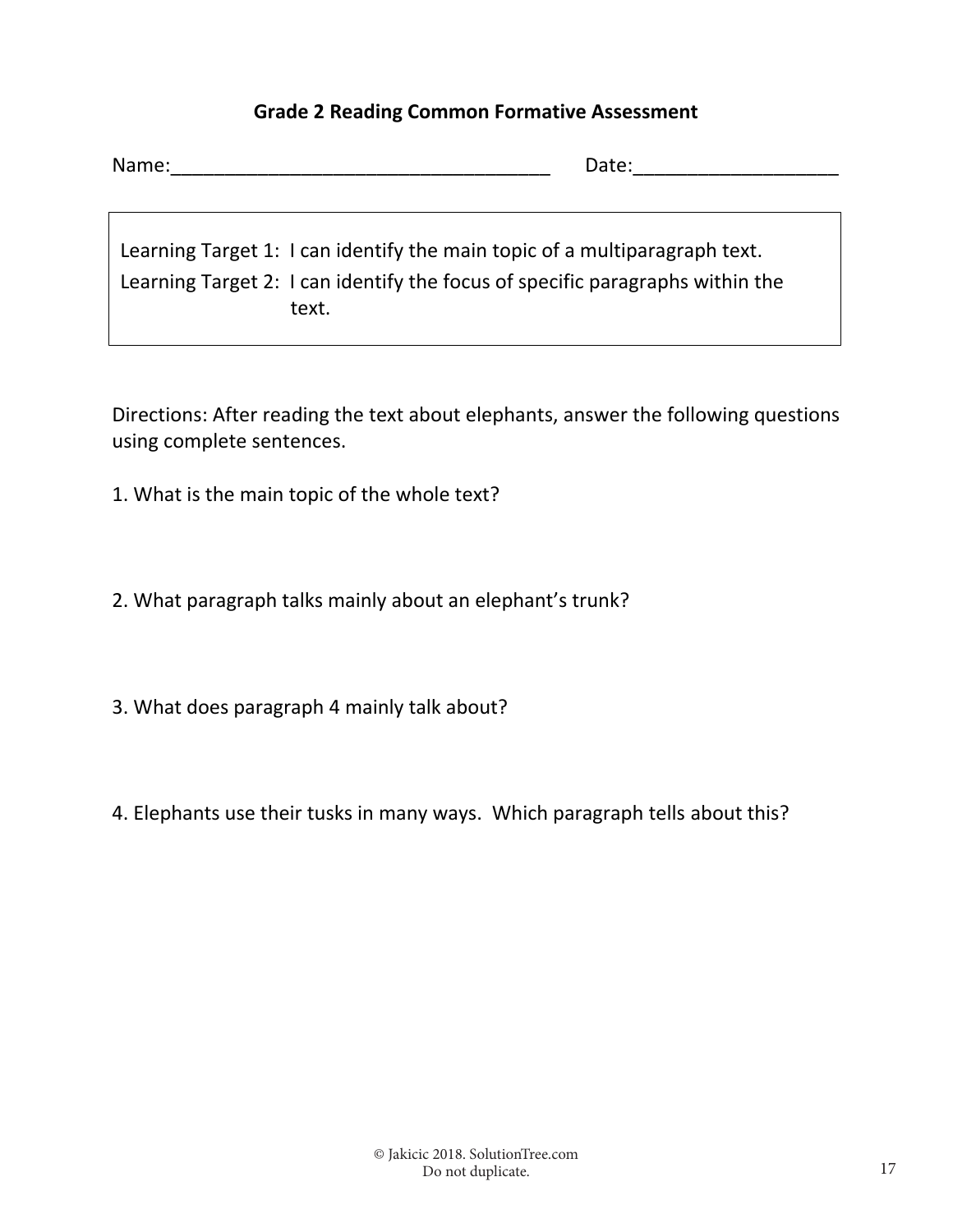## Grade 2 Reading Common Formative Assessment

Name:____________________________________ Date:___________________

> Learning Target 1: I can identify the main topic of a multiparagraph text.
>
> Learning Target 2: I can identify the focus of specific paragraphs within the text.

Directions: After reading the text about elephants, answer the following questions using complete sentences.

1. What is the main topic of the whole text?

2. What paragraph talks mainly about an elephant's trunk?

3. What does paragraph 4 mainly talk about?

4. Elephants use their tusks in many ways. Which paragraph tells about this?

© Jakicic 2018. SolutionTree.com
Do not duplicate.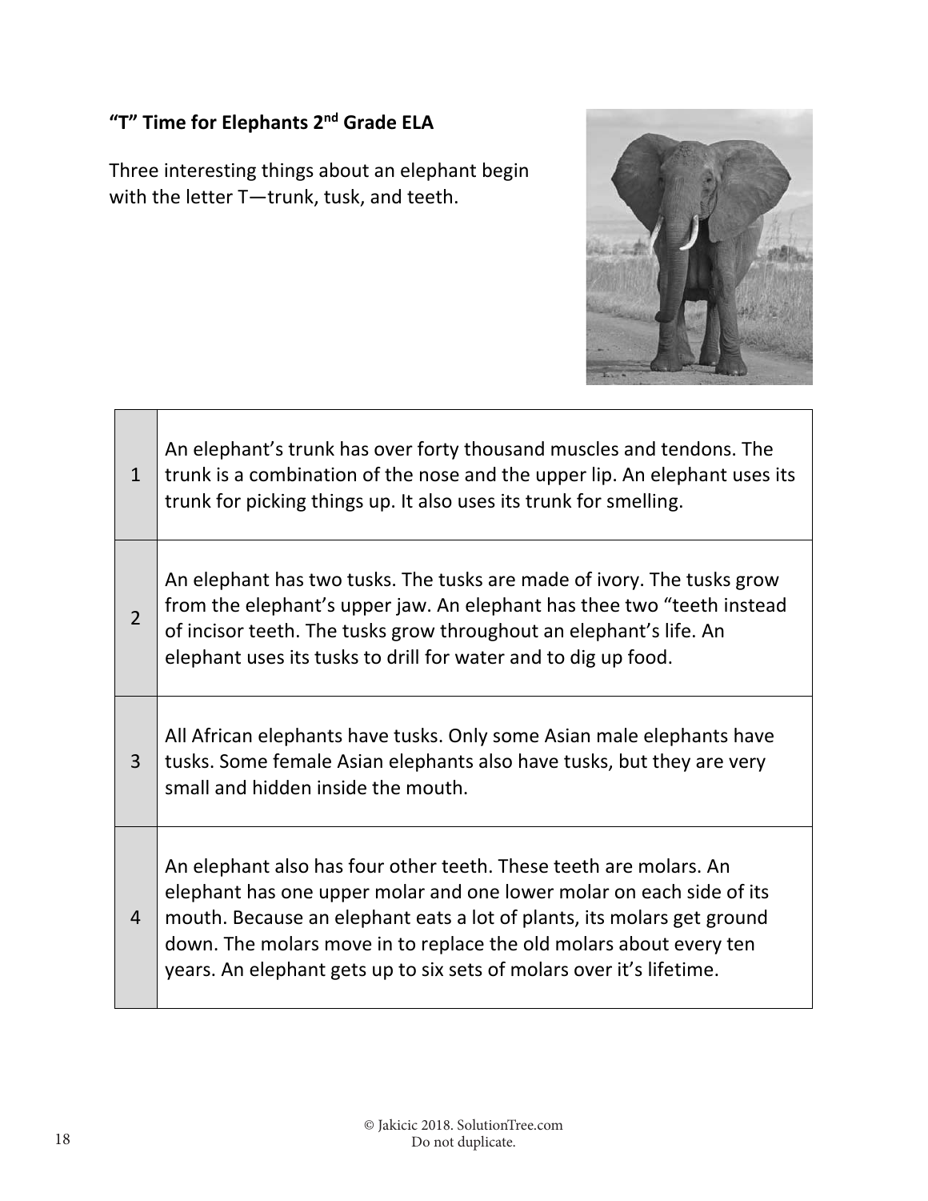**"T" Time for Elephants 2nd Grade ELA**

Three interesting things about an elephant begin with the letter T—trunk, tusk, and teeth.

| | |
|---|---|
| 1 | An elephant's trunk has over forty thousand muscles and tendons. The trunk is a combination of the nose and the upper lip. An elephant uses its trunk for picking things up. It also uses its trunk for smelling. |
| 2 | An elephant has two tusks. The tusks are made of ivory. The tusks grow from the elephant's upper jaw. An elephant has thee two "teeth instead of incisor teeth. The tusks grow throughout an elephant's life. An elephant uses its tusks to drill for water and to dig up food. |
| 3 | All African elephants have tusks. Only some Asian male elephants have tusks. Some female Asian elephants also have tusks, but they are very small and hidden inside the mouth. |
| 4 | An elephant also has four other teeth. These teeth are molars. An elephant has one upper molar and one lower molar on each side of its mouth. Because an elephant eats a lot of plants, its molars get ground down. The molars move in to replace the old molars about every ten years. An elephant gets up to six sets of molars over it's lifetime. |

© Jakicic 2018. SolutionTree.com
Do not duplicate.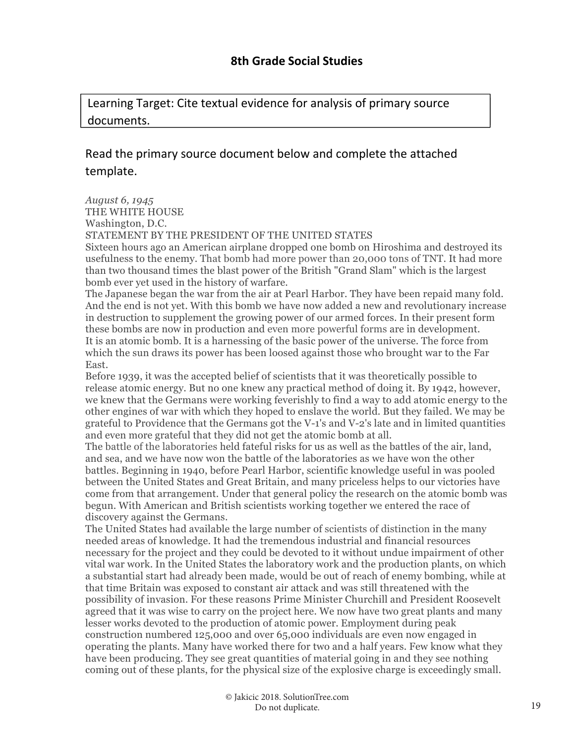## 8th Grade Social Studies

Learning Target: Cite textual evidence for analysis of primary source documents.

Read the primary source document below and complete the attached template.

*August 6, 1945*
THE WHITE HOUSE
Washington, D.C.
STATEMENT BY THE PRESIDENT OF THE UNITED STATES

Sixteen hours ago an American airplane dropped one bomb on Hiroshima and destroyed its usefulness to the enemy. That bomb had more power than 20,000 tons of TNT. It had more than two thousand times the blast power of the British "Grand Slam" which is the largest bomb ever yet used in the history of warfare.

The Japanese began the war from the air at Pearl Harbor. They have been repaid many fold. And the end is not yet. With this bomb we have now added a new and revolutionary increase in destruction to supplement the growing power of our armed forces. In their present form these bombs are now in production and even more powerful forms are in development.

It is an atomic bomb. It is a harnessing of the basic power of the universe. The force from which the sun draws its power has been loosed against those who brought war to the Far East.

Before 1939, it was the accepted belief of scientists that it was theoretically possible to release atomic energy. But no one knew any practical method of doing it. By 1942, however, we knew that the Germans were working feverishly to find a way to add atomic energy to the other engines of war with which they hoped to enslave the world. But they failed. We may be grateful to Providence that the Germans got the V-1's and V-2's late and in limited quantities and even more grateful that they did not get the atomic bomb at all.

The battle of the laboratories held fateful risks for us as well as the battles of the air, land, and sea, and we have now won the battle of the laboratories as we have won the other battles. Beginning in 1940, before Pearl Harbor, scientific knowledge useful in was pooled between the United States and Great Britain, and many priceless helps to our victories have come from that arrangement. Under that general policy the research on the atomic bomb was begun. With American and British scientists working together we entered the race of discovery against the Germans.

The United States had available the large number of scientists of distinction in the many needed areas of knowledge. It had the tremendous industrial and financial resources necessary for the project and they could be devoted to it without undue impairment of other vital war work. In the United States the laboratory work and the production plants, on which a substantial start had already been made, would be out of reach of enemy bombing, while at that time Britain was exposed to constant air attack and was still threatened with the possibility of invasion. For these reasons Prime Minister Churchill and President Roosevelt agreed that it was wise to carry on the project here. We now have two great plants and many lesser works devoted to the production of atomic power. Employment during peak construction numbered 125,000 and over 65,000 individuals are even now engaged in operating the plants. Many have worked there for two and a half years. Few know what they have been producing. They see great quantities of material going in and they see nothing coming out of these plants, for the physical size of the explosive charge is exceedingly small.

© Jakicic 2018. SolutionTree.com
Do not duplicate.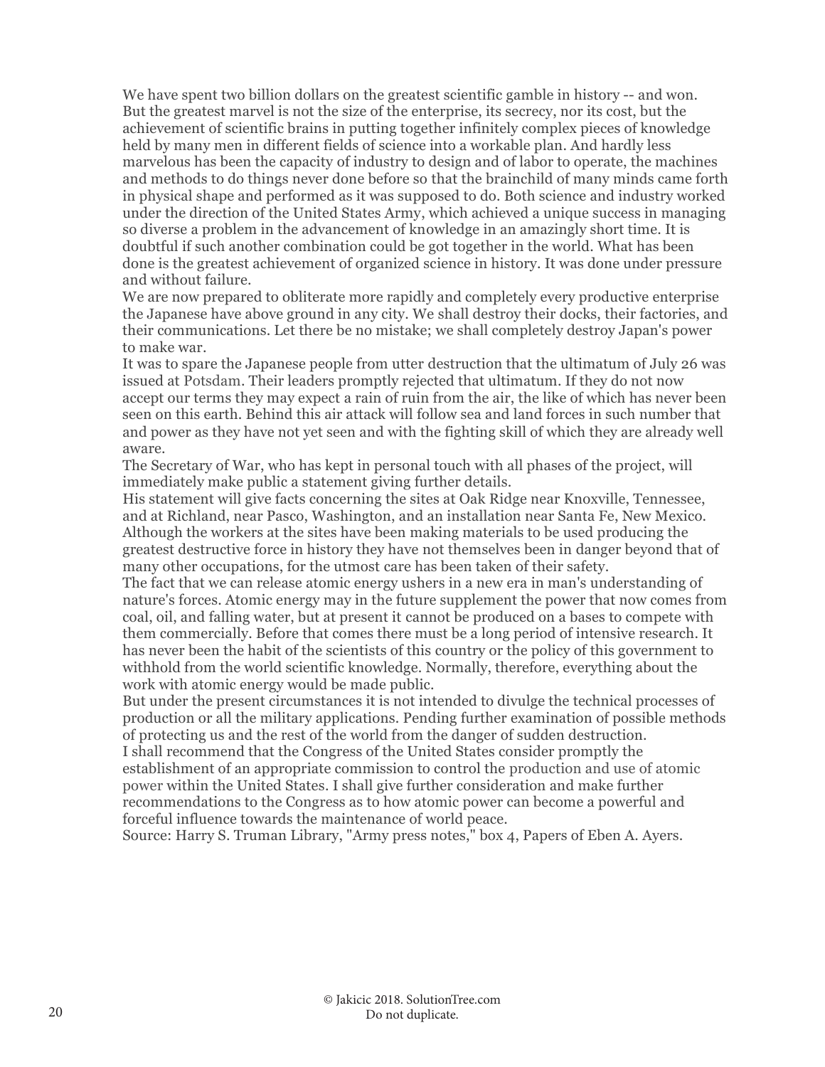We have spent two billion dollars on the greatest scientific gamble in history -- and won. But the greatest marvel is not the size of the enterprise, its secrecy, nor its cost, but the achievement of scientific brains in putting together infinitely complex pieces of knowledge held by many men in different fields of science into a workable plan. And hardly less marvelous has been the capacity of industry to design and of labor to operate, the machines and methods to do things never done before so that the brainchild of many minds came forth in physical shape and performed as it was supposed to do. Both science and industry worked under the direction of the United States Army, which achieved a unique success in managing so diverse a problem in the advancement of knowledge in an amazingly short time. It is doubtful if such another combination could be got together in the world. What has been done is the greatest achievement of organized science in history. It was done under pressure and without failure.

We are now prepared to obliterate more rapidly and completely every productive enterprise the Japanese have above ground in any city. We shall destroy their docks, their factories, and their communications. Let there be no mistake; we shall completely destroy Japan's power to make war.

It was to spare the Japanese people from utter destruction that the ultimatum of July 26 was issued at Potsdam. Their leaders promptly rejected that ultimatum. If they do not now accept our terms they may expect a rain of ruin from the air, the like of which has never been seen on this earth. Behind this air attack will follow sea and land forces in such number that and power as they have not yet seen and with the fighting skill of which they are already well aware.

The Secretary of War, who has kept in personal touch with all phases of the project, will immediately make public a statement giving further details.

His statement will give facts concerning the sites at Oak Ridge near Knoxville, Tennessee, and at Richland, near Pasco, Washington, and an installation near Santa Fe, New Mexico. Although the workers at the sites have been making materials to be used producing the greatest destructive force in history they have not themselves been in danger beyond that of many other occupations, for the utmost care has been taken of their safety.

The fact that we can release atomic energy ushers in a new era in man's understanding of nature's forces. Atomic energy may in the future supplement the power that now comes from coal, oil, and falling water, but at present it cannot be produced on a bases to compete with them commercially. Before that comes there must be a long period of intensive research. It has never been the habit of the scientists of this country or the policy of this government to withhold from the world scientific knowledge. Normally, therefore, everything about the work with atomic energy would be made public.

But under the present circumstances it is not intended to divulge the technical processes of production or all the military applications. Pending further examination of possible methods of protecting us and the rest of the world from the danger of sudden destruction.

I shall recommend that the Congress of the United States consider promptly the establishment of an appropriate commission to control the production and use of atomic power within the United States. I shall give further consideration and make further recommendations to the Congress as to how atomic power can become a powerful and forceful influence towards the maintenance of world peace.

Source: Harry S. Truman Library, "Army press notes," box 4, Papers of Eben A. Ayers.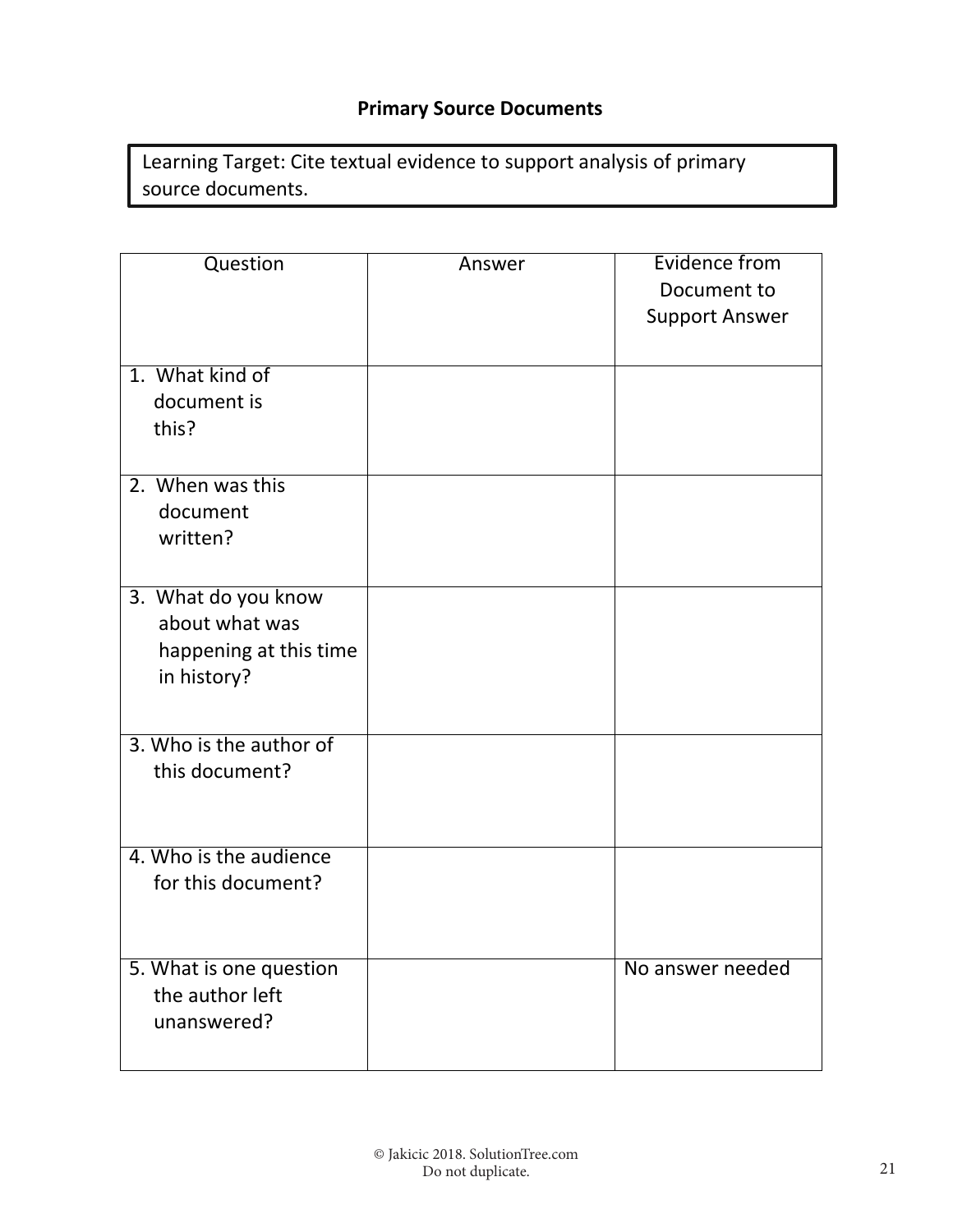# Primary Source Documents

Learning Target: Cite textual evidence to support analysis of primary source documents.

| Question | Answer | Evidence from Document to Support Answer |
|---|---|---|
| 1. What kind of document is this? | | |
| 2. When was this document written? | | |
| 3. What do you know about what was happening at this time in history? | | |
| 3. Who is the author of this document? | | |
| 4. Who is the audience for this document? | | |
| 5. What is one question the author left unanswered? | | No answer needed |

© Jakicic 2018. SolutionTree.com
Do not duplicate.